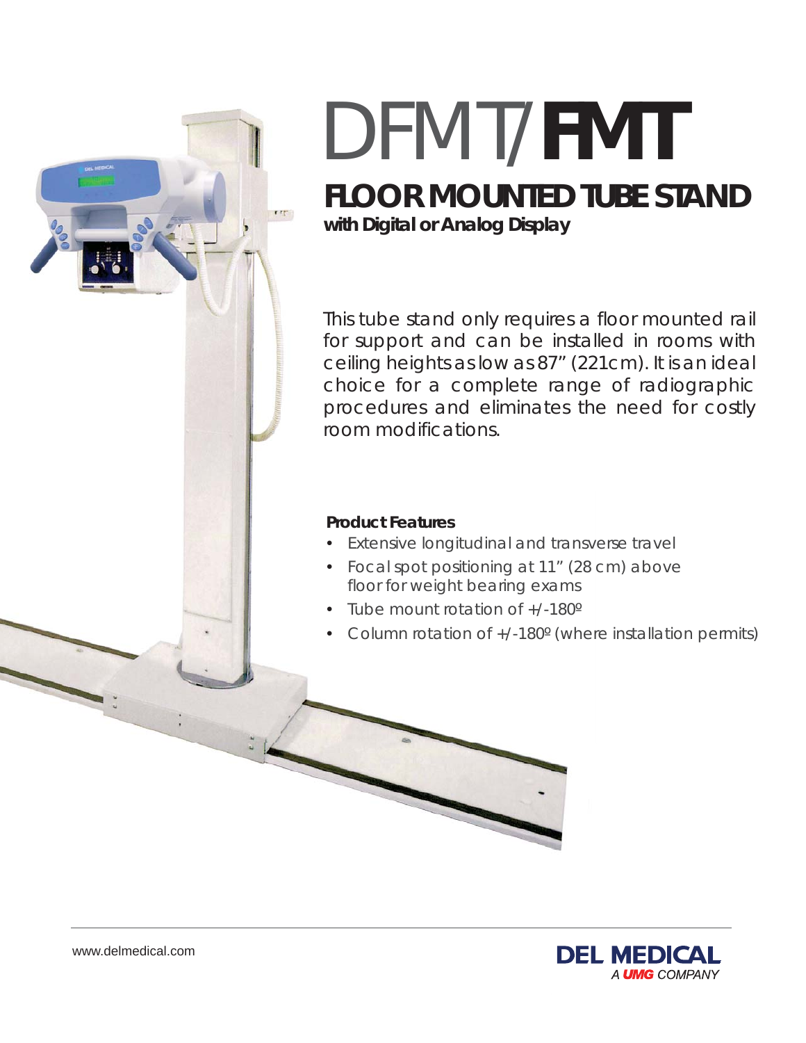# DFMT/**FMT**

## FLOOR MOUNTED TUBE STAND

**with Digital or Analog Display**

This tube stand only requires a floor mounted rail for support and can be installed in rooms with ceiling heights as low as 87" (221cm). It is an ideal choice for a complete range of radiographic procedures and eliminates the need for costly room modifications.

**Product Features**

- Extensive longitudinal and transverse travel
- Focal spot positioning at 11" (28 cm) above floor for weight bearing exams
- Tube mount rotation of +/-180º
- Column rotation of +/-180º (where installation permits)

www.delmedical.com

**DEL MEDICAL**
*A UMG COMPANY*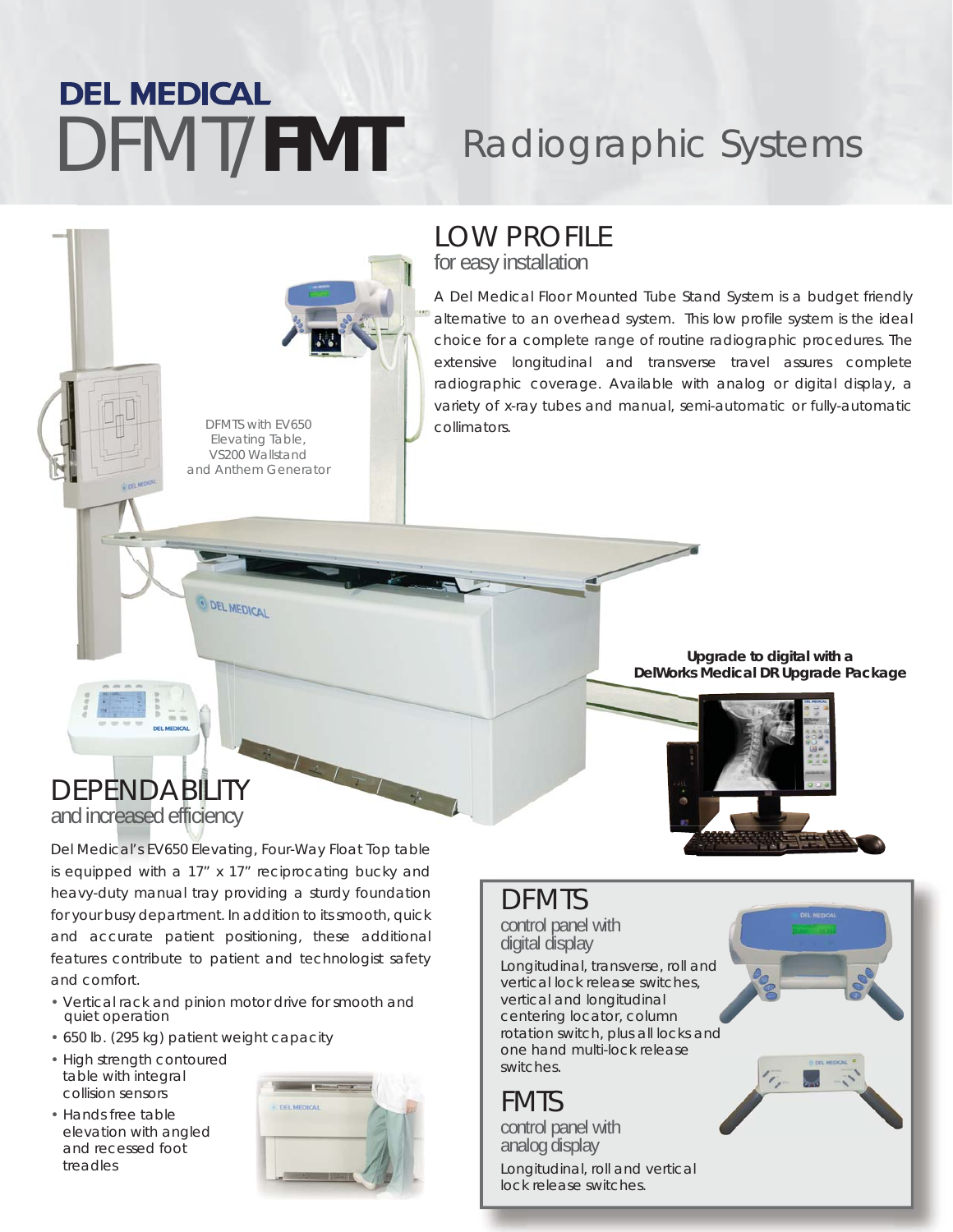# DEL MEDICAL DFMT/FMT Radiographic Systems

## LOW PROFILE

for easy installation

A Del Medical Floor Mounted Tube Stand System is a budget friendly alternative to an overhead system. This low profile system is the ideal choice for a complete range of routine radiographic procedures. The extensive longitudinal and transverse travel assures complete radiographic coverage. Available with analog or digital display, a variety of x-ray tubes and manual, semi-automatic or fully-automatic collimators.

DFMTS with EV650 Elevating Table, VS200 Wallstand and Anthem Generator

**Upgrade to digital with a DelWorks Medical DR Upgrade Package**

## DEPENDABILITY

and increased efficiency

Del Medical's EV650 Elevating, Four-Way Float Top table is equipped with a 17" x 17" reciprocating bucky and heavy-duty manual tray providing a sturdy foundation for your busy department. In addition to its smooth, quick and accurate patient positioning, these additional features contribute to patient and technologist safety and comfort.

- Vertical rack and pinion motor drive for smooth and quiet operation
- 650 lb. (295 kg) patient weight capacity
- High strength contoured table with integral collision sensors
- Hands free table elevation with angled and recessed foot treadles

## DFMTS

control panel with digital display

Longitudinal, transverse, roll and vertical lock release switches, vertical and longitudinal centering locator, column rotation switch, plus all locks and one hand multi-lock release switches.

## FMTS

control panel with analog display

Longitudinal, roll and vertical lock release switches.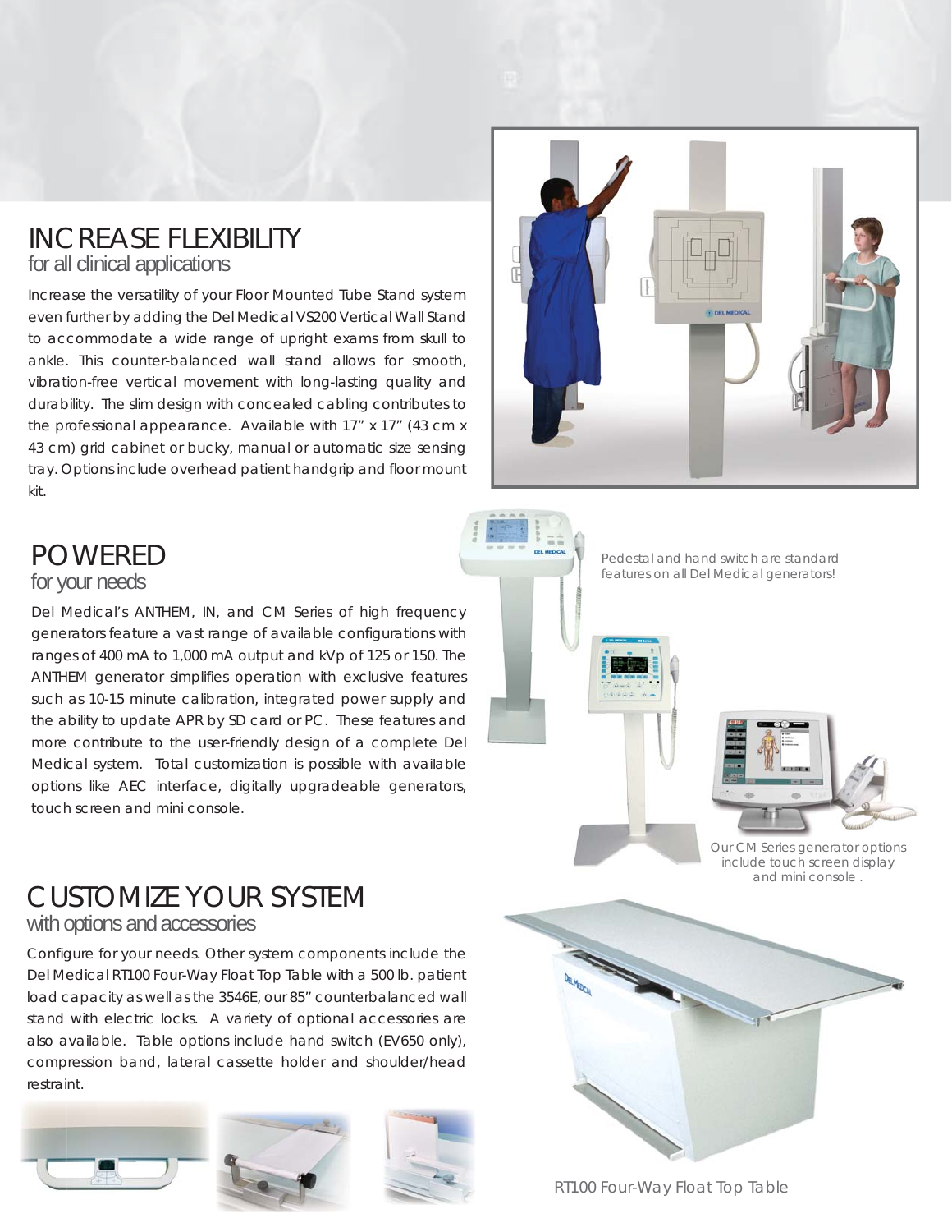# INCREASE FLEXIBILITY
## for all clinical applications

Increase the versatility of your Floor Mounted Tube Stand system even further by adding the Del Medical VS200 Vertical Wall Stand to accommodate a wide range of upright exams from skull to ankle. This counter-balanced wall stand allows for smooth, vibration-free vertical movement with long-lasting quality and durability. The slim design with concealed cabling contributes to the professional appearance. Available with 17" x 17" (43 cm x 43 cm) grid cabinet or bucky, manual or automatic size sensing tray. Options include overhead patient handgrip and floor mount kit.

# POWERED
## for your needs

Del Medical's ANTHEM, IN, and CM Series of high frequency generators feature a vast range of available configurations with ranges of 400 mA to 1,000 mA output and kVp of 125 or 150. The ANTHEM generator simplifies operation with exclusive features such as 10-15 minute calibration, integrated power supply and the ability to update APR by SD card or PC. These features and more contribute to the user-friendly design of a complete Del Medical system. Total customization is possible with available options like AEC interface, digitally upgradeable generators, touch screen and mini console.

*Pedestal and hand switch are standard features on all Del Medical generators!*

*Our CM Series generator options include touch screen display and mini console .*

# CUSTOMIZE YOUR SYSTEM
## with options and accessories

Configure for your needs. Other system components include the Del Medical RT100 Four-Way Float Top Table with a 500 lb. patient load capacity as well as the 3546E, our 85" counterbalanced wall stand with electric locks. A variety of optional accessories are also available. Table options include hand switch (EV650 only), compression band, lateral cassette holder and shoulder/head restraint.

RT100 Four-Way Float Top Table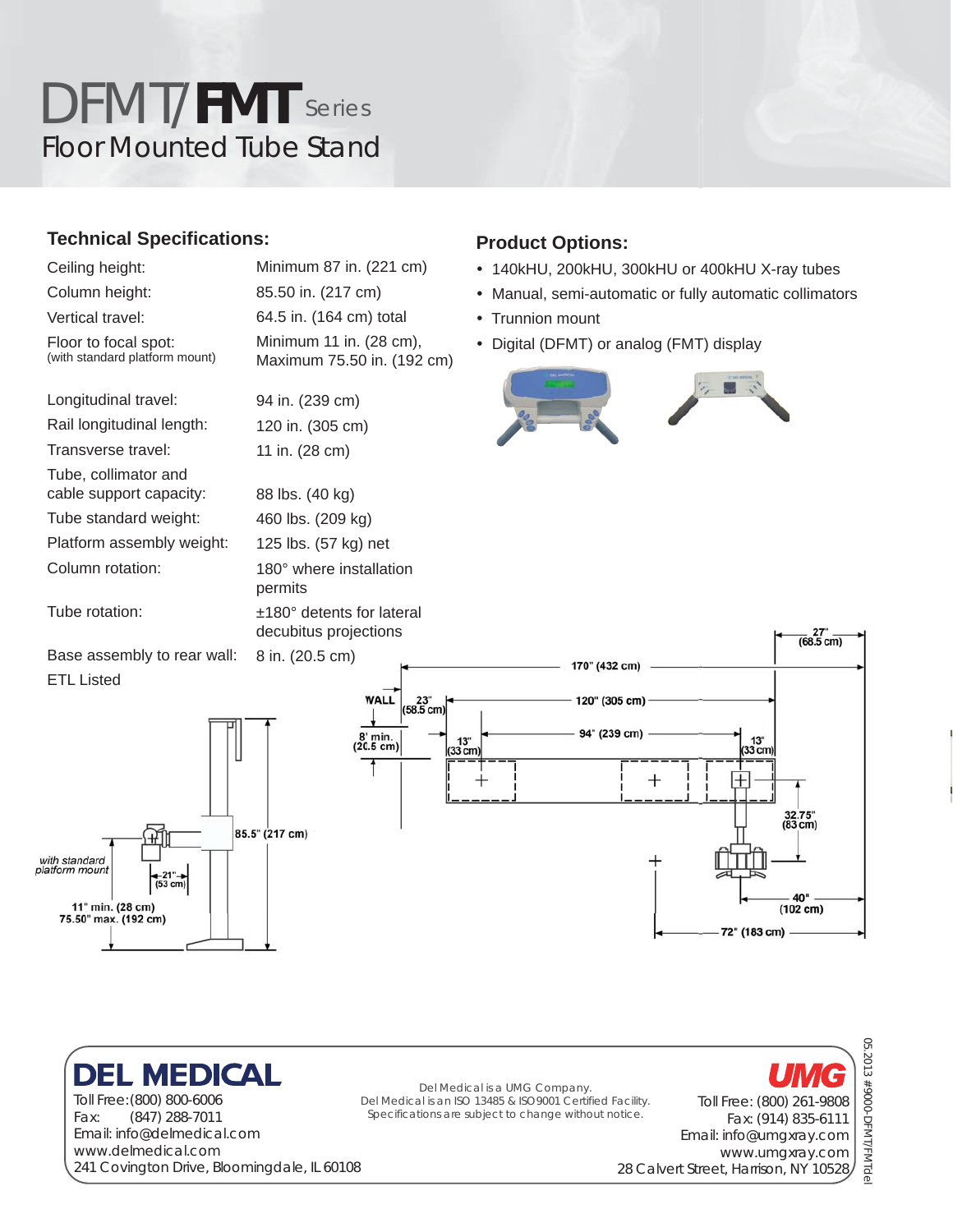# DFMT/FMT Series

## Floor Mounted Tube Stand

### Technical Specifications:

| | |
|---|---|
| Ceiling height: | Minimum 87 in. (221 cm) |
| Column height: | 85.50 in. (217 cm) |
| Vertical travel: | 64.5 in. (164 cm) total |
| Floor to focal spot: (with standard platform mount) | Minimum 11 in. (28 cm), Maximum 75.50 in. (192 cm) |
| Longitudinal travel: | 94 in. (239 cm) |
| Rail longitudinal length: | 120 in. (305 cm) |
| Transverse travel: | 11 in. (28 cm) |
| Tube, collimator and cable support capacity: | 88 lbs. (40 kg) |
| Tube standard weight: | 460 lbs. (209 kg) |
| Platform assembly weight: | 125 lbs. (57 kg) net |
| Column rotation: | 180° where installation permits |
| Tube rotation: | ±180° detents for lateral decubitus projections |
| Base assembly to rear wall: | 8 in. (20.5 cm) |

ETL Listed

### Product Options:

- 140kHU, 200kHU, 300kHU or 400kHU X-ray tubes
- Manual, semi-automatic or fully automatic collimators
- Trunnion mount
- Digital (DFMT) or analog (FMT) display

85.5" (217 cm)
with standard platform mount
21" (53 cm)
11" min. (28 cm)
75.50" max. (192 cm)

WALL
8' min. (20.5 cm)
23" (58.5 cm)
170" (432 cm)
120" (305 cm)
94" (239 cm)
13" (33 cm)
13" (33 cm)
27" (68.5 cm)
32.75" (83 cm)
40" (102 cm)
72" (183 cm)

**DEL MEDICAL**
Toll Free: (800) 800-6006
Fax: (847) 288-7011
Email: info@delmedical.com
www.delmedical.com
241 Covington Drive, Bloomingdale, IL 60108

Del Medical is a UMG Company.
Del Medical is an ISO 13485 & ISO 9001 Certified Facility.
Specifications are subject to change without notice.

**UMG**
Toll Free: (800) 261-9808
Fax: (914) 835-6111
Email: info@umgxray.com
www.umgxray.com
28 Calvert Street, Harrison, NY 10528

05.2013 #9000-DFMT/FMTdel